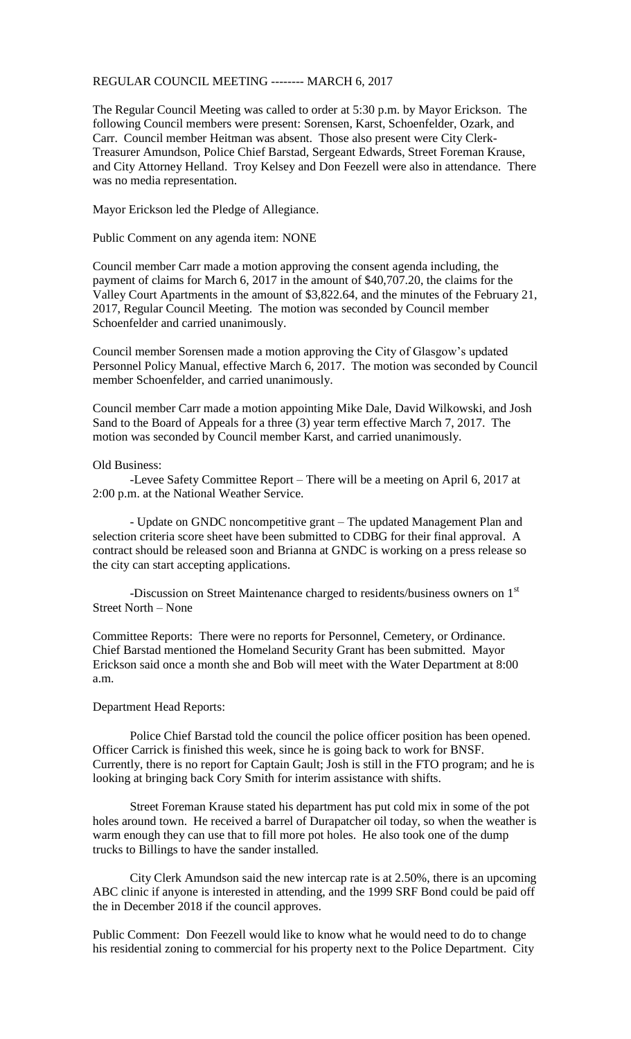REGULAR COUNCIL MEETING -------- MARCH 6, 2017

The Regular Council Meeting was called to order at 5:30 p.m. by Mayor Erickson. The following Council members were present: Sorensen, Karst, Schoenfelder, Ozark, and Carr. Council member Heitman was absent. Those also present were City Clerk-Treasurer Amundson, Police Chief Barstad, Sergeant Edwards, Street Foreman Krause, and City Attorney Helland. Troy Kelsey and Don Feezell were also in attendance. There was no media representation.

Mayor Erickson led the Pledge of Allegiance.

Public Comment on any agenda item: NONE

Council member Carr made a motion approving the consent agenda including, the payment of claims for March 6, 2017 in the amount of $40,707.20, the claims for the Valley Court Apartments in the amount of $3,822.64, and the minutes of the February 21, 2017, Regular Council Meeting. The motion was seconded by Council member Schoenfelder and carried unanimously.

Council member Sorensen made a motion approving the City of Glasgow's updated Personnel Policy Manual, effective March 6, 2017. The motion was seconded by Council member Schoenfelder, and carried unanimously.

Council member Carr made a motion appointing Mike Dale, David Wilkowski, and Josh Sand to the Board of Appeals for a three (3) year term effective March 7, 2017. The motion was seconded by Council member Karst, and carried unanimously.

Old Business:

-Levee Safety Committee Report – There will be a meeting on April 6, 2017 at 2:00 p.m. at the National Weather Service.

- Update on GNDC noncompetitive grant – The updated Management Plan and selection criteria score sheet have been submitted to CDBG for their final approval. A contract should be released soon and Brianna at GNDC is working on a press release so the city can start accepting applications.

-Discussion on Street Maintenance charged to residents/business owners on 1st Street North – None

Committee Reports: There were no reports for Personnel, Cemetery, or Ordinance. Chief Barstad mentioned the Homeland Security Grant has been submitted. Mayor Erickson said once a month she and Bob will meet with the Water Department at 8:00 a.m.

Department Head Reports:

Police Chief Barstad told the council the police officer position has been opened. Officer Carrick is finished this week, since he is going back to work for BNSF. Currently, there is no report for Captain Gault; Josh is still in the FTO program; and he is looking at bringing back Cory Smith for interim assistance with shifts.

Street Foreman Krause stated his department has put cold mix in some of the pot holes around town. He received a barrel of Durapatcher oil today, so when the weather is warm enough they can use that to fill more pot holes. He also took one of the dump trucks to Billings to have the sander installed.

City Clerk Amundson said the new intercap rate is at 2.50%, there is an upcoming ABC clinic if anyone is interested in attending, and the 1999 SRF Bond could be paid off the in December 2018 if the council approves.

Public Comment: Don Feezell would like to know what he would need to do to change his residential zoning to commercial for his property next to the Police Department. City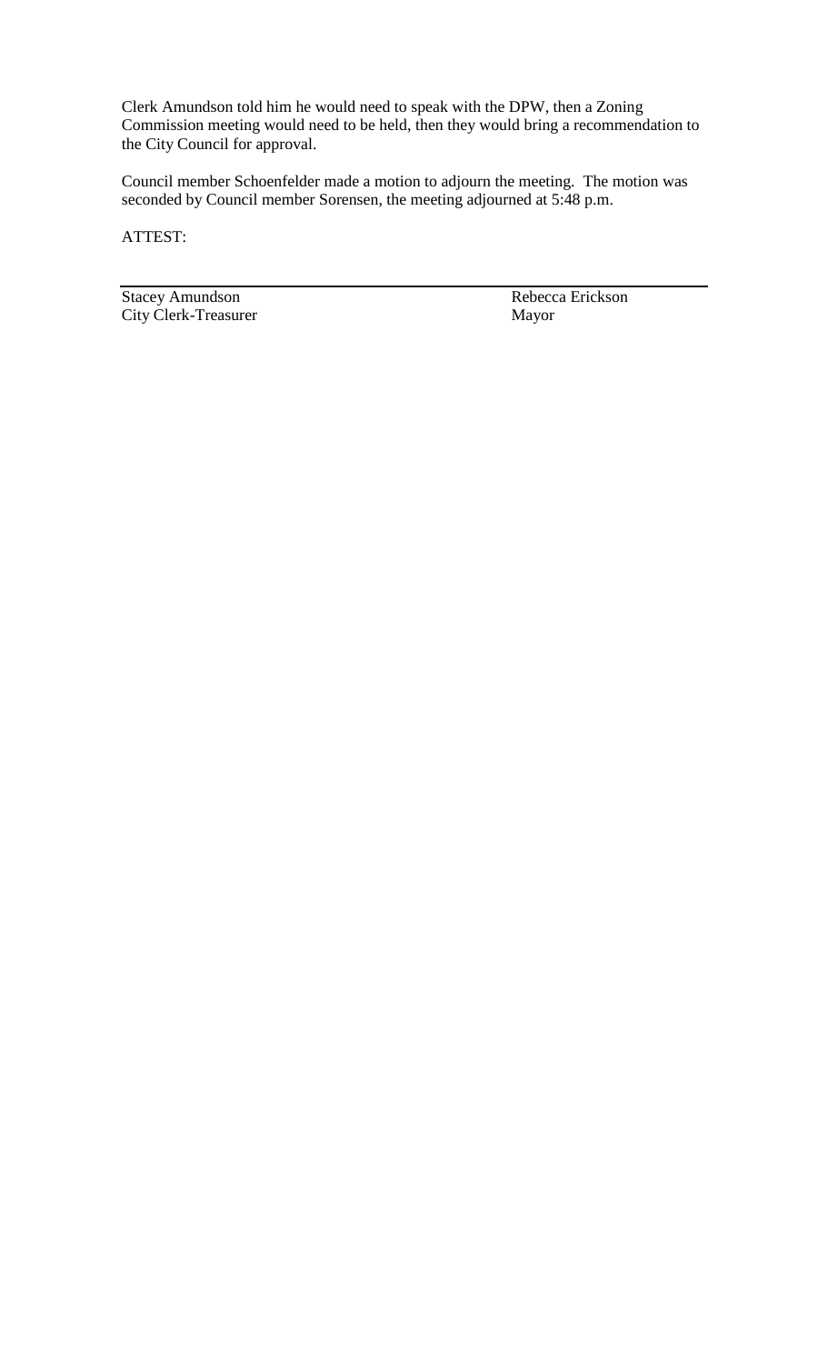Clerk Amundson told him he would need to speak with the DPW, then a Zoning Commission meeting would need to be held, then they would bring a recommendation to the City Council for approval.

Council member Schoenfelder made a motion to adjourn the meeting. The motion was seconded by Council member Sorensen, the meeting adjourned at 5:48 p.m.

ATTEST:

| | |
|---|---|
| Stacey Amundson | Rebecca Erickson |
| City Clerk-Treasurer | Mayor |